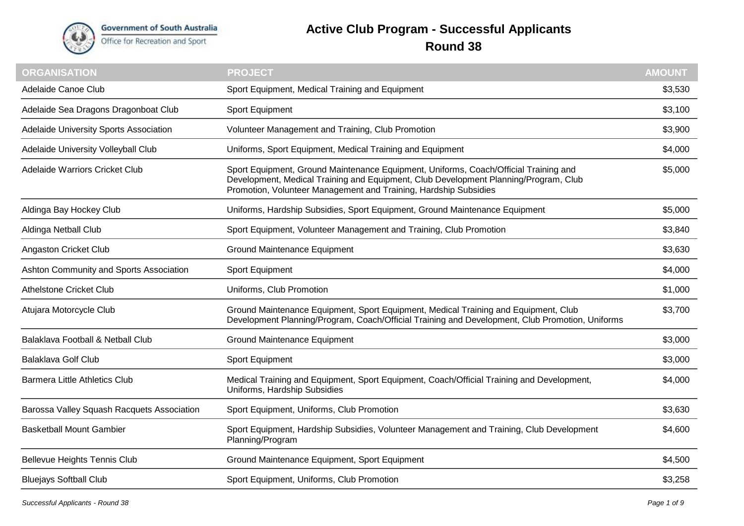Government of South Australia
Office for Recreation and Sport

# Active Club Program - Successful Applicants

## Round 38

| ORGANISATION | PROJECT | AMOUNT |
| --- | --- | --- |
| Adelaide Canoe Club | Sport Equipment, Medical Training and Equipment | $3,530 |
| Adelaide Sea Dragons Dragonboat Club | Sport Equipment | $3,100 |
| Adelaide University Sports Association | Volunteer Management and Training, Club Promotion | $3,900 |
| Adelaide University Volleyball Club | Uniforms, Sport Equipment, Medical Training and Equipment | $4,000 |
| Adelaide Warriors Cricket Club | Sport Equipment, Ground Maintenance Equipment, Uniforms, Coach/Official Training and Development, Medical Training and Equipment, Club Development Planning/Program, Club Promotion, Volunteer Management and Training, Hardship Subsidies | $5,000 |
| Aldinga Bay Hockey Club | Uniforms, Hardship Subsidies, Sport Equipment, Ground Maintenance Equipment | $5,000 |
| Aldinga Netball Club | Sport Equipment, Volunteer Management and Training, Club Promotion | $3,840 |
| Angaston Cricket Club | Ground Maintenance Equipment | $3,630 |
| Ashton Community and Sports Association | Sport Equipment | $4,000 |
| Athelstone Cricket Club | Uniforms, Club Promotion | $1,000 |
| Atujara Motorcycle Club | Ground Maintenance Equipment, Sport Equipment, Medical Training and Equipment, Club Development Planning/Program, Coach/Official Training and Development, Club Promotion, Uniforms | $3,700 |
| Balaklava Football & Netball Club | Ground Maintenance Equipment | $3,000 |
| Balaklava Golf Club | Sport Equipment | $3,000 |
| Barmera Little Athletics Club | Medical Training and Equipment, Sport Equipment, Coach/Official Training and Development, Uniforms, Hardship Subsidies | $4,000 |
| Barossa Valley Squash Racquets Association | Sport Equipment, Uniforms, Club Promotion | $3,630 |
| Basketball Mount Gambier | Sport Equipment, Hardship Subsidies, Volunteer Management and Training, Club Development Planning/Program | $4,600 |
| Bellevue Heights Tennis Club | Ground Maintenance Equipment, Sport Equipment | $4,500 |
| Bluejays Softball Club | Sport Equipment, Uniforms, Club Promotion | $3,258 |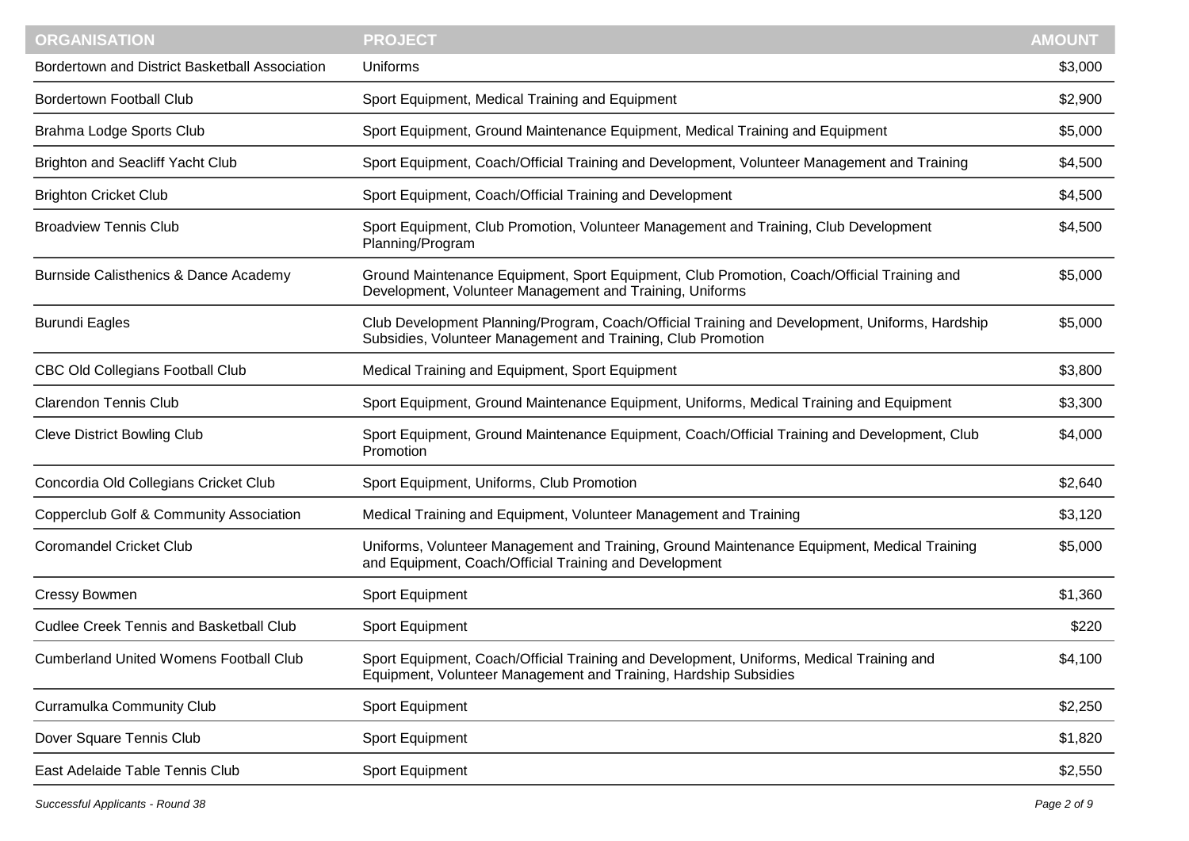| ORGANISATION | PROJECT | AMOUNT |
|---|---|---|
| Bordertown and District Basketball Association | Uniforms | $3,000 |
| Bordertown Football Club | Sport Equipment, Medical Training and Equipment | $2,900 |
| Brahma Lodge Sports Club | Sport Equipment, Ground Maintenance Equipment, Medical Training and Equipment | $5,000 |
| Brighton and Seacliff Yacht Club | Sport Equipment, Coach/Official Training and Development, Volunteer Management and Training | $4,500 |
| Brighton Cricket Club | Sport Equipment, Coach/Official Training and Development | $4,500 |
| Broadview Tennis Club | Sport Equipment, Club Promotion, Volunteer Management and Training, Club Development Planning/Program | $4,500 |
| Burnside Calisthenics & Dance Academy | Ground Maintenance Equipment, Sport Equipment, Club Promotion, Coach/Official Training and Development, Volunteer Management and Training, Uniforms | $5,000 |
| Burundi Eagles | Club Development Planning/Program, Coach/Official Training and Development, Uniforms, Hardship Subsidies, Volunteer Management and Training, Club Promotion | $5,000 |
| CBC Old Collegians Football Club | Medical Training and Equipment, Sport Equipment | $3,800 |
| Clarendon Tennis Club | Sport Equipment, Ground Maintenance Equipment, Uniforms, Medical Training and Equipment | $3,300 |
| Cleve District Bowling Club | Sport Equipment, Ground Maintenance Equipment, Coach/Official Training and Development, Club Promotion | $4,000 |
| Concordia Old Collegians Cricket Club | Sport Equipment, Uniforms, Club Promotion | $2,640 |
| Copperclub Golf & Community Association | Medical Training and Equipment, Volunteer Management and Training | $3,120 |
| Coromandel Cricket Club | Uniforms, Volunteer Management and Training, Ground Maintenance Equipment, Medical Training and Equipment, Coach/Official Training and Development | $5,000 |
| Cressy Bowmen | Sport Equipment | $1,360 |
| Cudlee Creek Tennis and Basketball Club | Sport Equipment | $220 |
| Cumberland United Womens Football Club | Sport Equipment, Coach/Official Training and Development, Uniforms, Medical Training and Equipment, Volunteer Management and Training, Hardship Subsidies | $4,100 |
| Curramulka Community Club | Sport Equipment | $2,250 |
| Dover Square Tennis Club | Sport Equipment | $1,820 |
| East Adelaide Table Tennis Club | Sport Equipment | $2,550 |

*Successful Applicants - Round 38*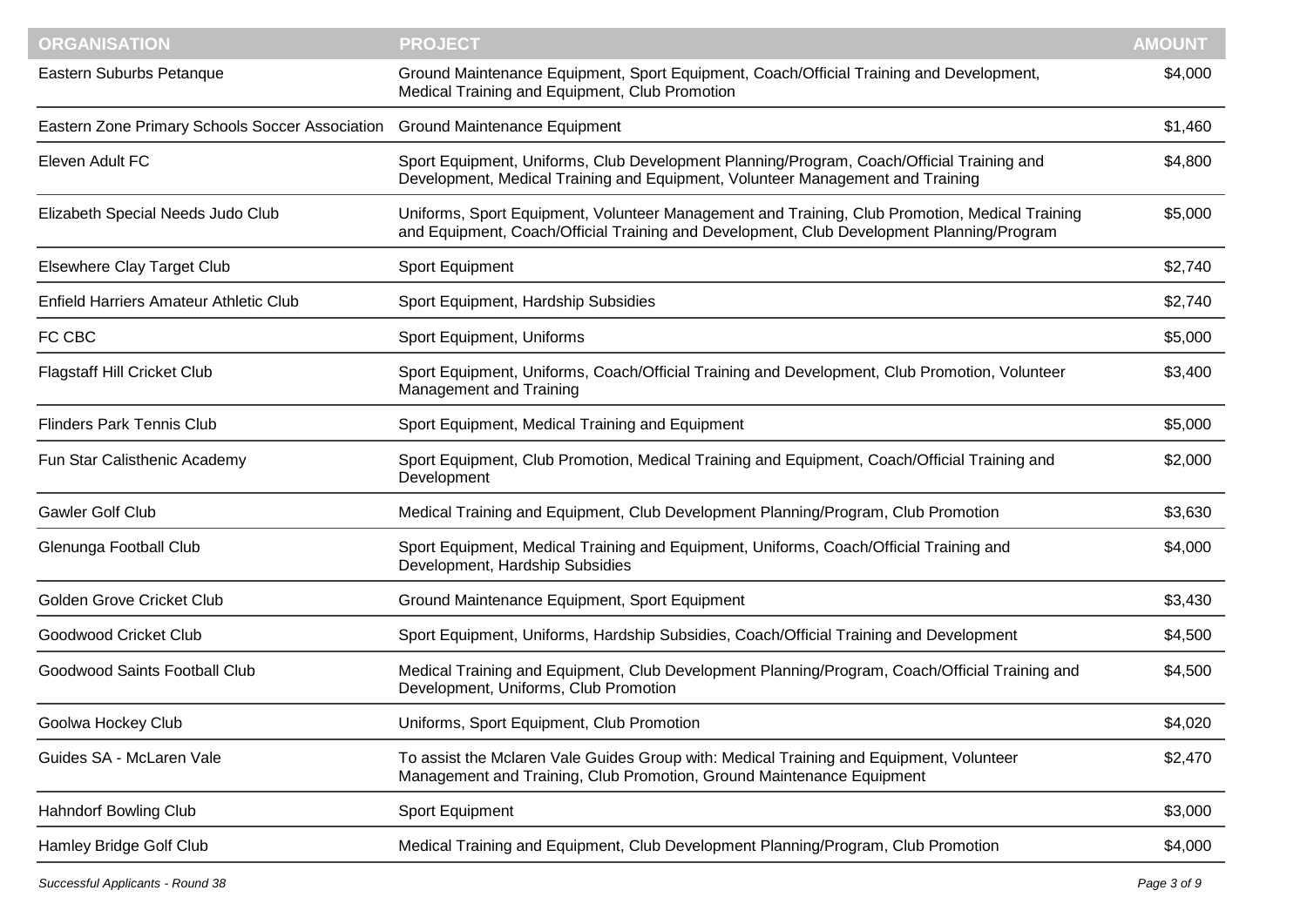| ORGANISATION | PROJECT | AMOUNT |
| --- | --- | --- |
| Eastern Suburbs Petanque | Ground Maintenance Equipment, Sport Equipment, Coach/Official Training and Development, Medical Training and Equipment, Club Promotion | $4,000 |
| Eastern Zone Primary Schools Soccer Association | Ground Maintenance Equipment | $1,460 |
| Eleven Adult FC | Sport Equipment, Uniforms, Club Development Planning/Program, Coach/Official Training and Development, Medical Training and Equipment, Volunteer Management and Training | $4,800 |
| Elizabeth Special Needs Judo Club | Uniforms, Sport Equipment, Volunteer Management and Training, Club Promotion, Medical Training and Equipment, Coach/Official Training and Development, Club Development Planning/Program | $5,000 |
| Elsewhere Clay Target Club | Sport Equipment | $2,740 |
| Enfield Harriers Amateur Athletic Club | Sport Equipment, Hardship Subsidies | $2,740 |
| FC CBC | Sport Equipment, Uniforms | $5,000 |
| Flagstaff Hill Cricket Club | Sport Equipment, Uniforms, Coach/Official Training and Development, Club Promotion, Volunteer Management and Training | $3,400 |
| Flinders Park Tennis Club | Sport Equipment, Medical Training and Equipment | $5,000 |
| Fun Star Calisthenic Academy | Sport Equipment, Club Promotion, Medical Training and Equipment, Coach/Official Training and Development | $2,000 |
| Gawler Golf Club | Medical Training and Equipment, Club Development Planning/Program, Club Promotion | $3,630 |
| Glenunga Football Club | Sport Equipment, Medical Training and Equipment, Uniforms, Coach/Official Training and Development, Hardship Subsidies | $4,000 |
| Golden Grove Cricket Club | Ground Maintenance Equipment, Sport Equipment | $3,430 |
| Goodwood Cricket Club | Sport Equipment, Uniforms, Hardship Subsidies, Coach/Official Training and Development | $4,500 |
| Goodwood Saints Football Club | Medical Training and Equipment, Club Development Planning/Program, Coach/Official Training and Development, Uniforms, Club Promotion | $4,500 |
| Goolwa Hockey Club | Uniforms, Sport Equipment, Club Promotion | $4,020 |
| Guides SA - McLaren Vale | To assist the Mclaren Vale Guides Group with: Medical Training and Equipment, Volunteer Management and Training, Club Promotion, Ground Maintenance Equipment | $2,470 |
| Hahndorf Bowling Club | Sport Equipment | $3,000 |
| Hamley Bridge Golf Club | Medical Training and Equipment, Club Development Planning/Program, Club Promotion | $4,000 |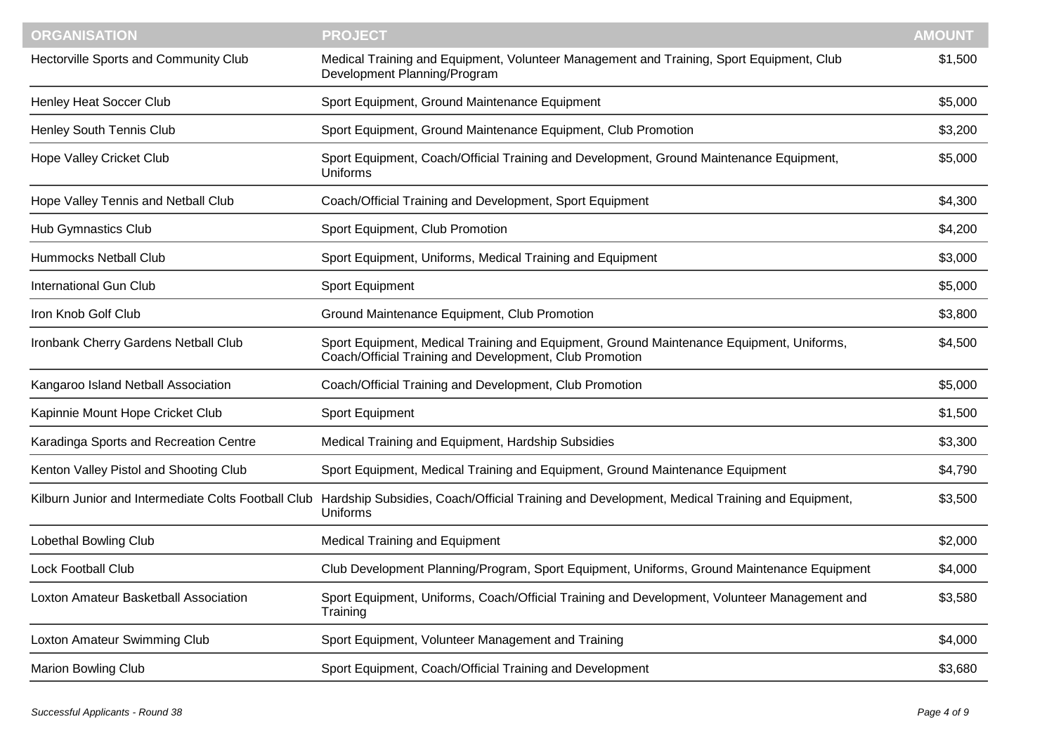| ORGANISATION | PROJECT | AMOUNT |
|---|---|---|
| Hectorville Sports and Community Club | Medical Training and Equipment, Volunteer Management and Training, Sport Equipment, Club Development Planning/Program | $1,500 |
| Henley Heat Soccer Club | Sport Equipment, Ground Maintenance Equipment | $5,000 |
| Henley South Tennis Club | Sport Equipment, Ground Maintenance Equipment, Club Promotion | $3,200 |
| Hope Valley Cricket Club | Sport Equipment, Coach/Official Training and Development, Ground Maintenance Equipment, Uniforms | $5,000 |
| Hope Valley Tennis and Netball Club | Coach/Official Training and Development, Sport Equipment | $4,300 |
| Hub Gymnastics Club | Sport Equipment, Club Promotion | $4,200 |
| Hummocks Netball Club | Sport Equipment, Uniforms, Medical Training and Equipment | $3,000 |
| International Gun Club | Sport Equipment | $5,000 |
| Iron Knob Golf Club | Ground Maintenance Equipment, Club Promotion | $3,800 |
| Ironbank Cherry Gardens Netball Club | Sport Equipment, Medical Training and Equipment, Ground Maintenance Equipment, Uniforms, Coach/Official Training and Development, Club Promotion | $4,500 |
| Kangaroo Island Netball Association | Coach/Official Training and Development, Club Promotion | $5,000 |
| Kapinnie Mount Hope Cricket Club | Sport Equipment | $1,500 |
| Karadinga Sports and Recreation Centre | Medical Training and Equipment, Hardship Subsidies | $3,300 |
| Kenton Valley Pistol and Shooting Club | Sport Equipment, Medical Training and Equipment, Ground Maintenance Equipment | $4,790 |
| Kilburn Junior and Intermediate Colts Football Club | Hardship Subsidies, Coach/Official Training and Development, Medical Training and Equipment, Uniforms | $3,500 |
| Lobethal Bowling Club | Medical Training and Equipment | $2,000 |
| Lock Football Club | Club Development Planning/Program, Sport Equipment, Uniforms, Ground Maintenance Equipment | $4,000 |
| Loxton Amateur Basketball Association | Sport Equipment, Uniforms, Coach/Official Training and Development, Volunteer Management and Training | $3,580 |
| Loxton Amateur Swimming Club | Sport Equipment, Volunteer Management and Training | $4,000 |
| Marion Bowling Club | Sport Equipment, Coach/Official Training and Development | $3,680 |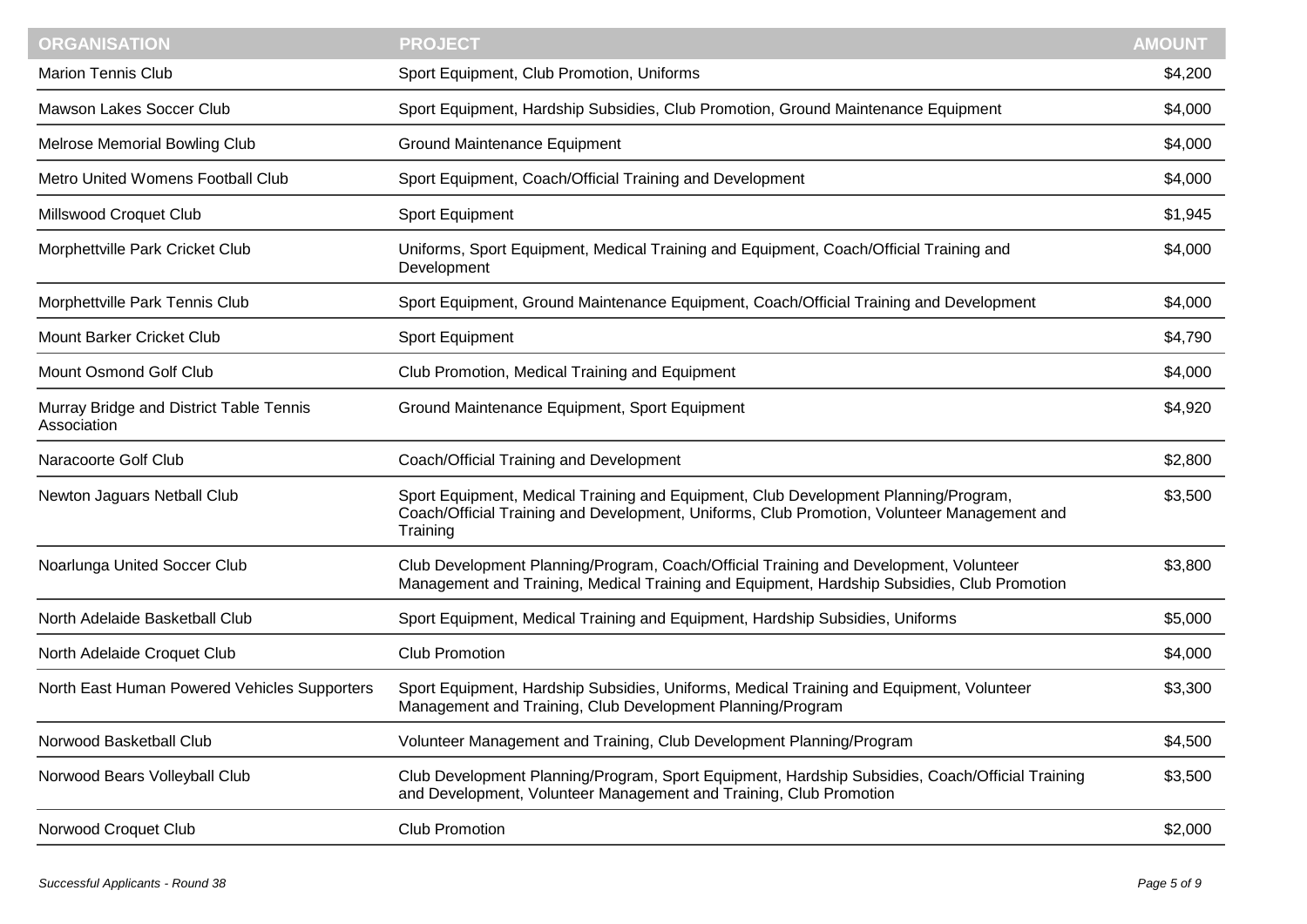| ORGANISATION | PROJECT | AMOUNT |
|---|---|---|
| Marion Tennis Club | Sport Equipment, Club Promotion, Uniforms | $4,200 |
| Mawson Lakes Soccer Club | Sport Equipment, Hardship Subsidies, Club Promotion, Ground Maintenance Equipment | $4,000 |
| Melrose Memorial Bowling Club | Ground Maintenance Equipment | $4,000 |
| Metro United Womens Football Club | Sport Equipment, Coach/Official Training and Development | $4,000 |
| Millswood Croquet Club | Sport Equipment | $1,945 |
| Morphettville Park Cricket Club | Uniforms, Sport Equipment, Medical Training and Equipment, Coach/Official Training and Development | $4,000 |
| Morphettville Park Tennis Club | Sport Equipment, Ground Maintenance Equipment, Coach/Official Training and Development | $4,000 |
| Mount Barker Cricket Club | Sport Equipment | $4,790 |
| Mount Osmond Golf Club | Club Promotion, Medical Training and Equipment | $4,000 |
| Murray Bridge and District Table Tennis Association | Ground Maintenance Equipment, Sport Equipment | $4,920 |
| Naracoorte Golf Club | Coach/Official Training and Development | $2,800 |
| Newton Jaguars Netball Club | Sport Equipment, Medical Training and Equipment, Club Development Planning/Program, Coach/Official Training and Development, Uniforms, Club Promotion, Volunteer Management and Training | $3,500 |
| Noarlunga United Soccer Club | Club Development Planning/Program, Coach/Official Training and Development, Volunteer Management and Training, Medical Training and Equipment, Hardship Subsidies, Club Promotion | $3,800 |
| North Adelaide Basketball Club | Sport Equipment, Medical Training and Equipment, Hardship Subsidies, Uniforms | $5,000 |
| North Adelaide Croquet Club | Club Promotion | $4,000 |
| North East Human Powered Vehicles Supporters | Sport Equipment, Hardship Subsidies, Uniforms, Medical Training and Equipment, Volunteer Management and Training, Club Development Planning/Program | $3,300 |
| Norwood Basketball Club | Volunteer Management and Training, Club Development Planning/Program | $4,500 |
| Norwood Bears Volleyball Club | Club Development Planning/Program, Sport Equipment, Hardship Subsidies, Coach/Official Training and Development, Volunteer Management and Training, Club Promotion | $3,500 |
| Norwood Croquet Club | Club Promotion | $2,000 |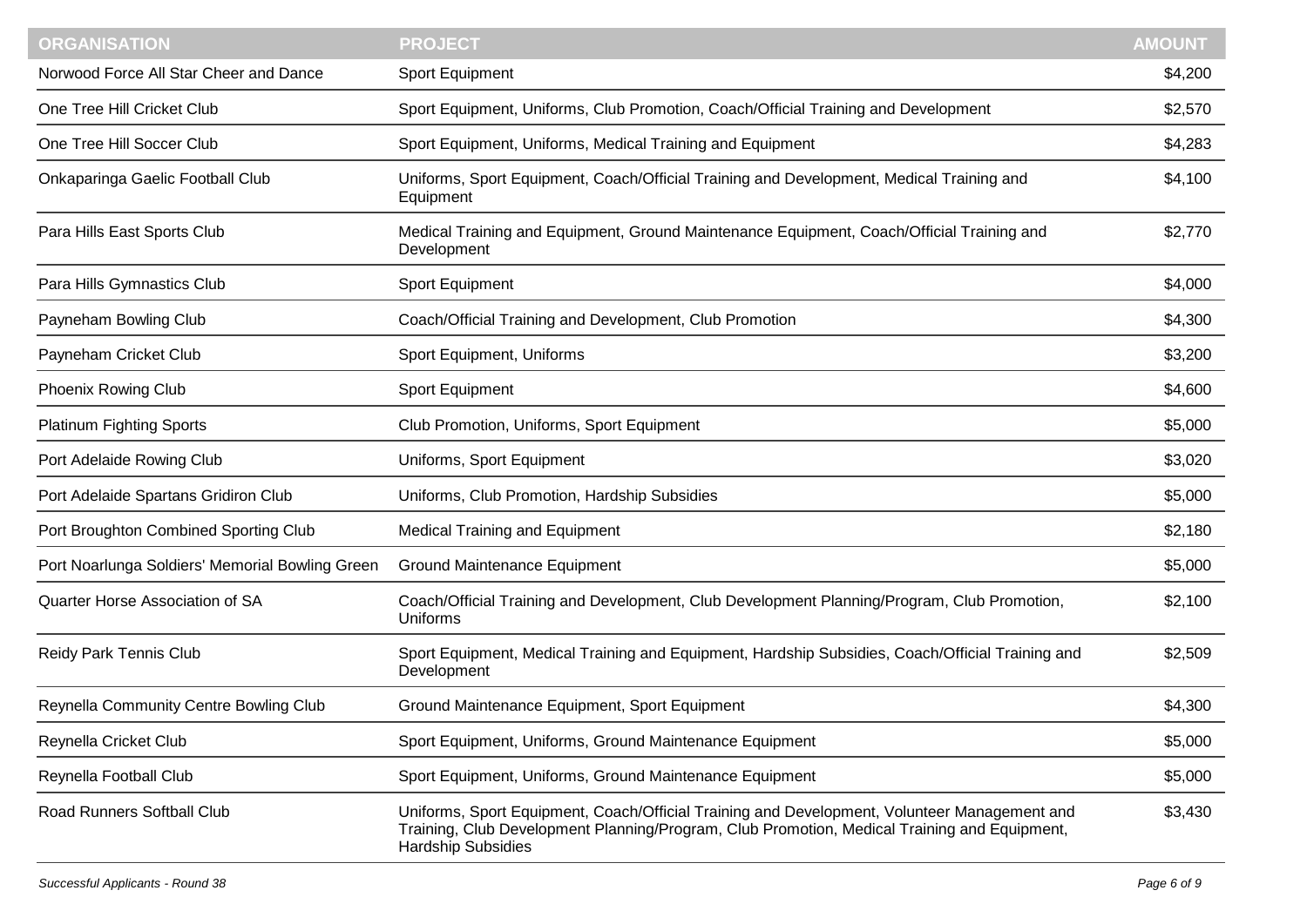| ORGANISATION | PROJECT | AMOUNT |
| --- | --- | --- |
| Norwood Force All Star Cheer and Dance | Sport Equipment | $4,200 |
| One Tree Hill Cricket Club | Sport Equipment, Uniforms, Club Promotion, Coach/Official Training and Development | $2,570 |
| One Tree Hill Soccer Club | Sport Equipment, Uniforms, Medical Training and Equipment | $4,283 |
| Onkaparinga Gaelic Football Club | Uniforms, Sport Equipment, Coach/Official Training and Development, Medical Training and Equipment | $4,100 |
| Para Hills East Sports Club | Medical Training and Equipment, Ground Maintenance Equipment, Coach/Official Training and Development | $2,770 |
| Para Hills Gymnastics Club | Sport Equipment | $4,000 |
| Payneham Bowling Club | Coach/Official Training and Development, Club Promotion | $4,300 |
| Payneham Cricket Club | Sport Equipment, Uniforms | $3,200 |
| Phoenix Rowing Club | Sport Equipment | $4,600 |
| Platinum Fighting Sports | Club Promotion, Uniforms, Sport Equipment | $5,000 |
| Port Adelaide Rowing Club | Uniforms, Sport Equipment | $3,020 |
| Port Adelaide Spartans Gridiron Club | Uniforms, Club Promotion, Hardship Subsidies | $5,000 |
| Port Broughton Combined Sporting Club | Medical Training and Equipment | $2,180 |
| Port Noarlunga Soldiers' Memorial Bowling Green | Ground Maintenance Equipment | $5,000 |
| Quarter Horse Association of SA | Coach/Official Training and Development, Club Development Planning/Program, Club Promotion, Uniforms | $2,100 |
| Reidy Park Tennis Club | Sport Equipment, Medical Training and Equipment, Hardship Subsidies, Coach/Official Training and Development | $2,509 |
| Reynella Community Centre Bowling Club | Ground Maintenance Equipment, Sport Equipment | $4,300 |
| Reynella Cricket Club | Sport Equipment, Uniforms, Ground Maintenance Equipment | $5,000 |
| Reynella Football Club | Sport Equipment, Uniforms, Ground Maintenance Equipment | $5,000 |
| Road Runners Softball Club | Uniforms, Sport Equipment, Coach/Official Training and Development, Volunteer Management and Training, Club Development Planning/Program, Club Promotion, Medical Training and Equipment, Hardship Subsidies | $3,430 |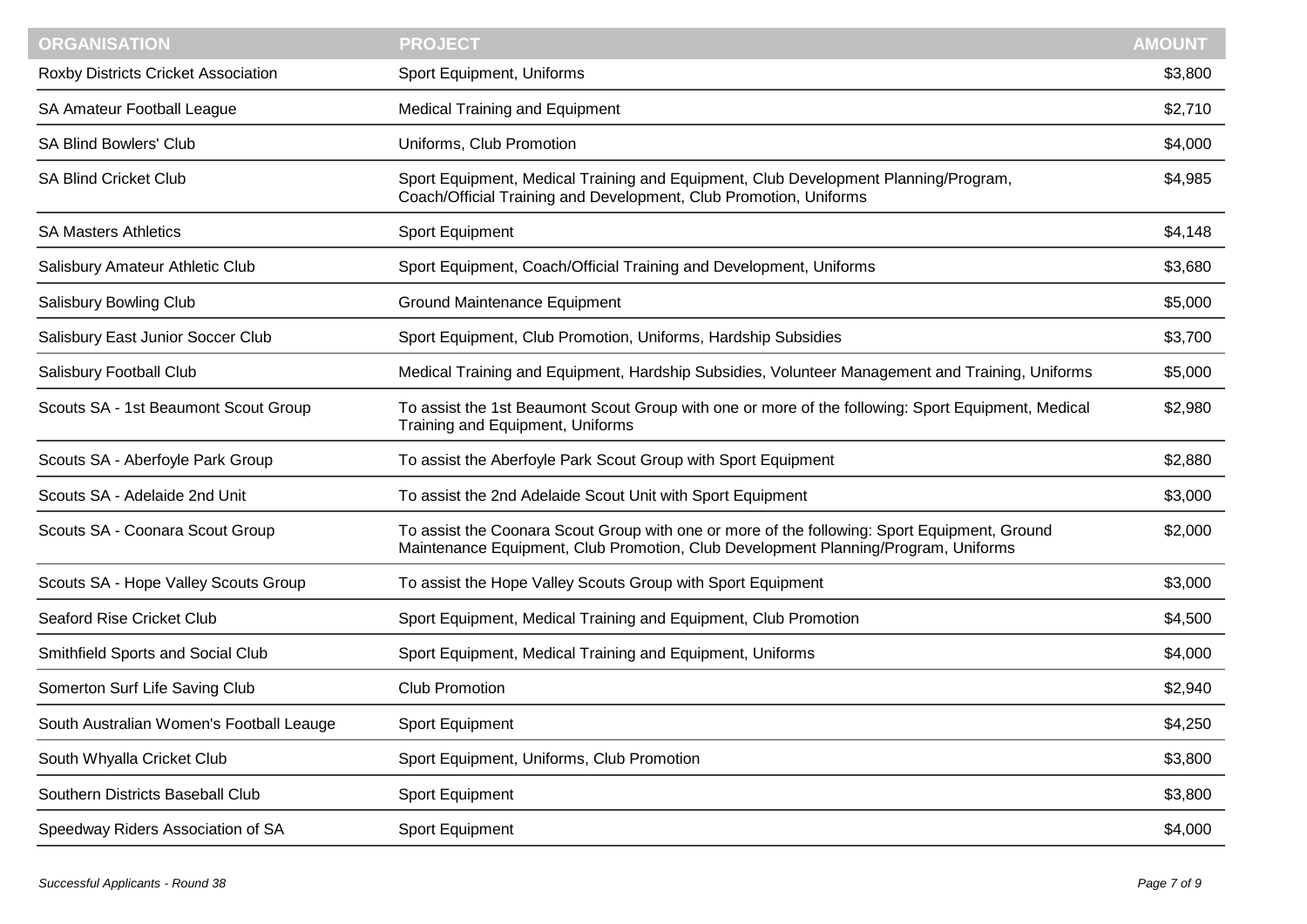| ORGANISATION | PROJECT | AMOUNT |
| --- | --- | --- |
| Roxby Districts Cricket Association | Sport Equipment, Uniforms | $3,800 |
| SA Amateur Football League | Medical Training and Equipment | $2,710 |
| SA Blind Bowlers' Club | Uniforms, Club Promotion | $4,000 |
| SA Blind Cricket Club | Sport Equipment, Medical Training and Equipment, Club Development Planning/Program, Coach/Official Training and Development, Club Promotion, Uniforms | $4,985 |
| SA Masters Athletics | Sport Equipment | $4,148 |
| Salisbury Amateur Athletic Club | Sport Equipment, Coach/Official Training and Development, Uniforms | $3,680 |
| Salisbury Bowling Club | Ground Maintenance Equipment | $5,000 |
| Salisbury East Junior Soccer Club | Sport Equipment, Club Promotion, Uniforms, Hardship Subsidies | $3,700 |
| Salisbury Football Club | Medical Training and Equipment, Hardship Subsidies, Volunteer Management and Training, Uniforms | $5,000 |
| Scouts SA - 1st Beaumont Scout Group | To assist the 1st Beaumont Scout Group with one or more of the following: Sport Equipment, Medical Training and Equipment, Uniforms | $2,980 |
| Scouts SA - Aberfoyle Park Group | To assist the Aberfoyle Park Scout Group with Sport Equipment | $2,880 |
| Scouts SA - Adelaide 2nd Unit | To assist the 2nd Adelaide Scout Unit with Sport Equipment | $3,000 |
| Scouts SA - Coonara Scout Group | To assist the Coonara Scout Group with one or more of the following: Sport Equipment, Ground Maintenance Equipment, Club Promotion, Club Development Planning/Program, Uniforms | $2,000 |
| Scouts SA - Hope Valley Scouts Group | To assist the Hope Valley Scouts Group with Sport Equipment | $3,000 |
| Seaford Rise Cricket Club | Sport Equipment, Medical Training and Equipment, Club Promotion | $4,500 |
| Smithfield Sports and Social Club | Sport Equipment, Medical Training and Equipment, Uniforms | $4,000 |
| Somerton Surf Life Saving Club | Club Promotion | $2,940 |
| South Australian Women's Football Leauge | Sport Equipment | $4,250 |
| South Whyalla Cricket Club | Sport Equipment, Uniforms, Club Promotion | $3,800 |
| Southern Districts Baseball Club | Sport Equipment | $3,800 |
| Speedway Riders Association of SA | Sport Equipment | $4,000 |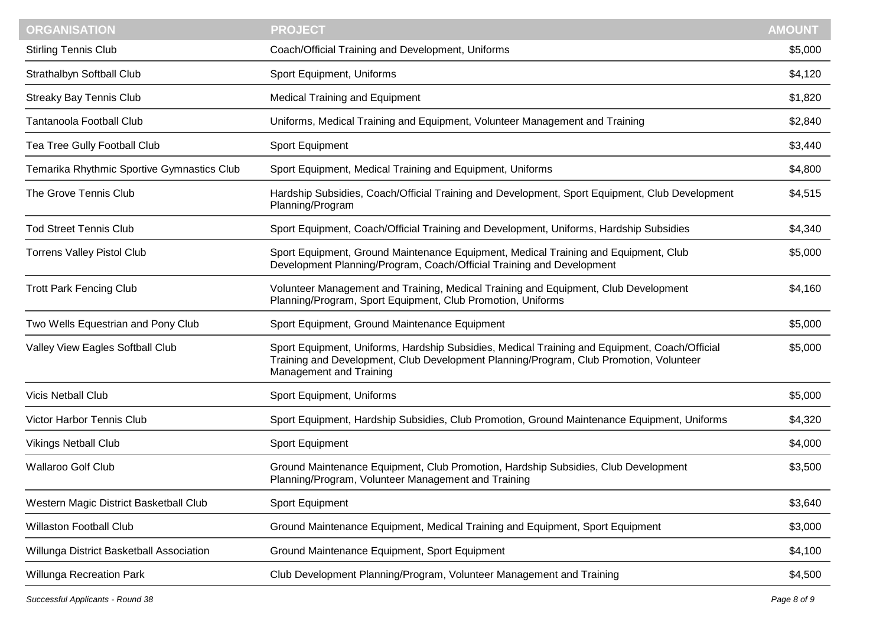| ORGANISATION | PROJECT | AMOUNT |
|---|---|---|
| Stirling Tennis Club | Coach/Official Training and Development, Uniforms | $5,000 |
| Strathalbyn Softball Club | Sport Equipment, Uniforms | $4,120 |
| Streaky Bay Tennis Club | Medical Training and Equipment | $1,820 |
| Tantanoola Football Club | Uniforms, Medical Training and Equipment, Volunteer Management and Training | $2,840 |
| Tea Tree Gully Football Club | Sport Equipment | $3,440 |
| Temarika Rhythmic Sportive Gymnastics Club | Sport Equipment, Medical Training and Equipment, Uniforms | $4,800 |
| The Grove Tennis Club | Hardship Subsidies, Coach/Official Training and Development, Sport Equipment, Club Development Planning/Program | $4,515 |
| Tod Street Tennis Club | Sport Equipment, Coach/Official Training and Development, Uniforms, Hardship Subsidies | $4,340 |
| Torrens Valley Pistol Club | Sport Equipment, Ground Maintenance Equipment, Medical Training and Equipment, Club Development Planning/Program, Coach/Official Training and Development | $5,000 |
| Trott Park Fencing Club | Volunteer Management and Training, Medical Training and Equipment, Club Development Planning/Program, Sport Equipment, Club Promotion, Uniforms | $4,160 |
| Two Wells Equestrian and Pony Club | Sport Equipment, Ground Maintenance Equipment | $5,000 |
| Valley View Eagles Softball Club | Sport Equipment, Uniforms, Hardship Subsidies, Medical Training and Equipment, Coach/Official Training and Development, Club Development Planning/Program, Club Promotion, Volunteer Management and Training | $5,000 |
| Vicis Netball Club | Sport Equipment, Uniforms | $5,000 |
| Victor Harbor Tennis Club | Sport Equipment, Hardship Subsidies, Club Promotion, Ground Maintenance Equipment, Uniforms | $4,320 |
| Vikings Netball Club | Sport Equipment | $4,000 |
| Wallaroo Golf Club | Ground Maintenance Equipment, Club Promotion, Hardship Subsidies, Club Development Planning/Program, Volunteer Management and Training | $3,500 |
| Western Magic District Basketball Club | Sport Equipment | $3,640 |
| Willaston Football Club | Ground Maintenance Equipment, Medical Training and Equipment, Sport Equipment | $3,000 |
| Willunga District Basketball Association | Ground Maintenance Equipment, Sport Equipment | $4,100 |
| Willunga Recreation Park | Club Development Planning/Program, Volunteer Management and Training | $4,500 |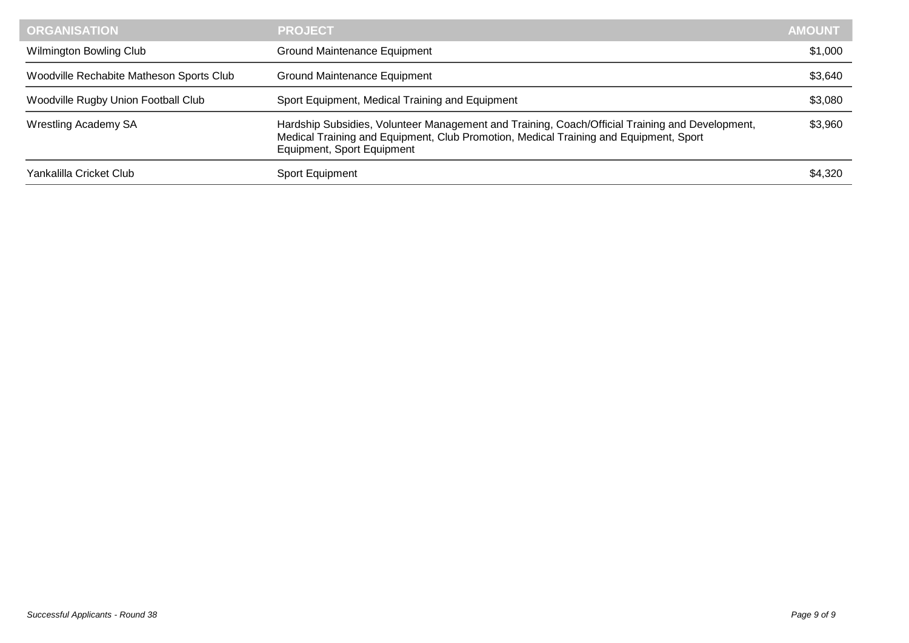| ORGANISATION | PROJECT | AMOUNT |
|---|---|---|
| Wilmington Bowling Club | Ground Maintenance Equipment | $1,000 |
| Woodville Rechabite Matheson Sports Club | Ground Maintenance Equipment | $3,640 |
| Woodville Rugby Union Football Club | Sport Equipment, Medical Training and Equipment | $3,080 |
| Wrestling Academy SA | Hardship Subsidies, Volunteer Management and Training, Coach/Official Training and Development, Medical Training and Equipment, Club Promotion, Medical Training and Equipment, Sport Equipment, Sport Equipment | $3,960 |
| Yankalilla Cricket Club | Sport Equipment | $4,320 |